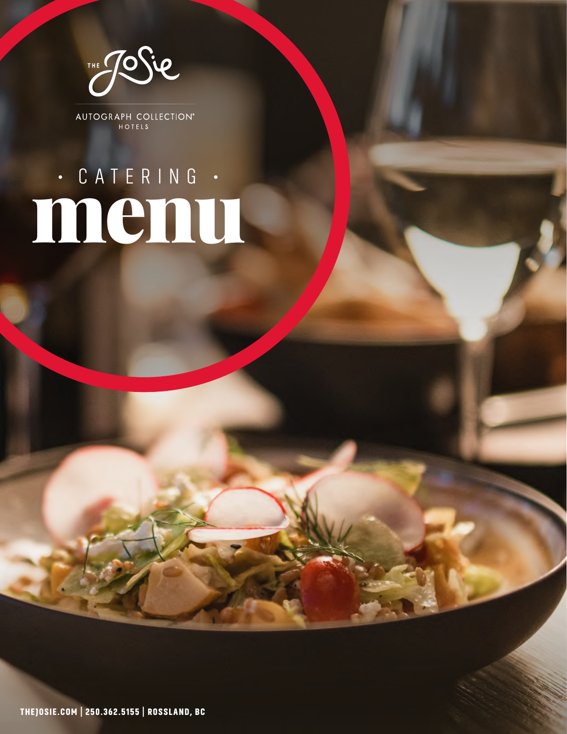THE Josie

AUTOGRAPH COLLECTION® HOTELS

# · CATERING ·
# menu

THEJOSIE.COM | 250.362.5155 | ROSSLAND, BC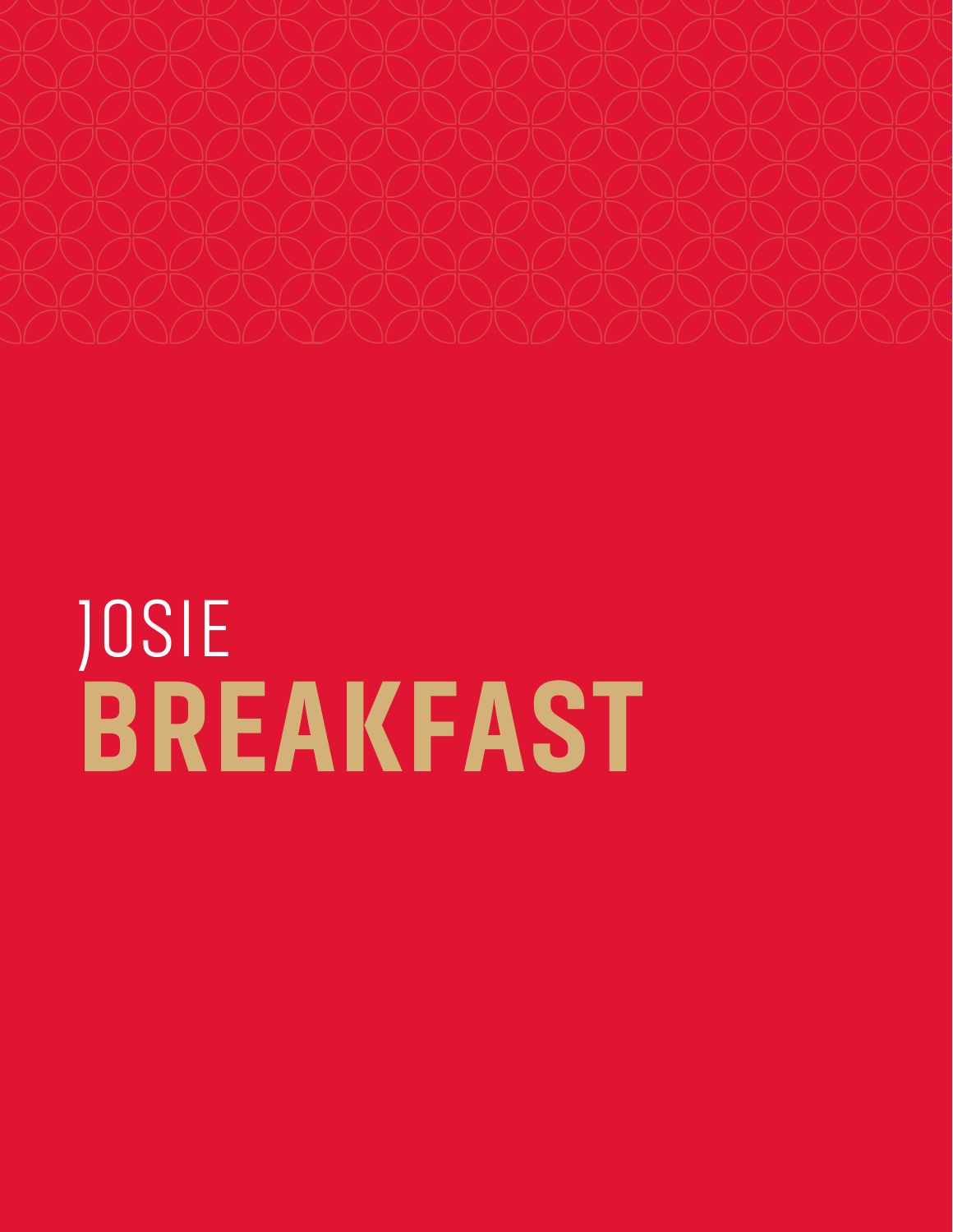JOSIE

# BREAKFAST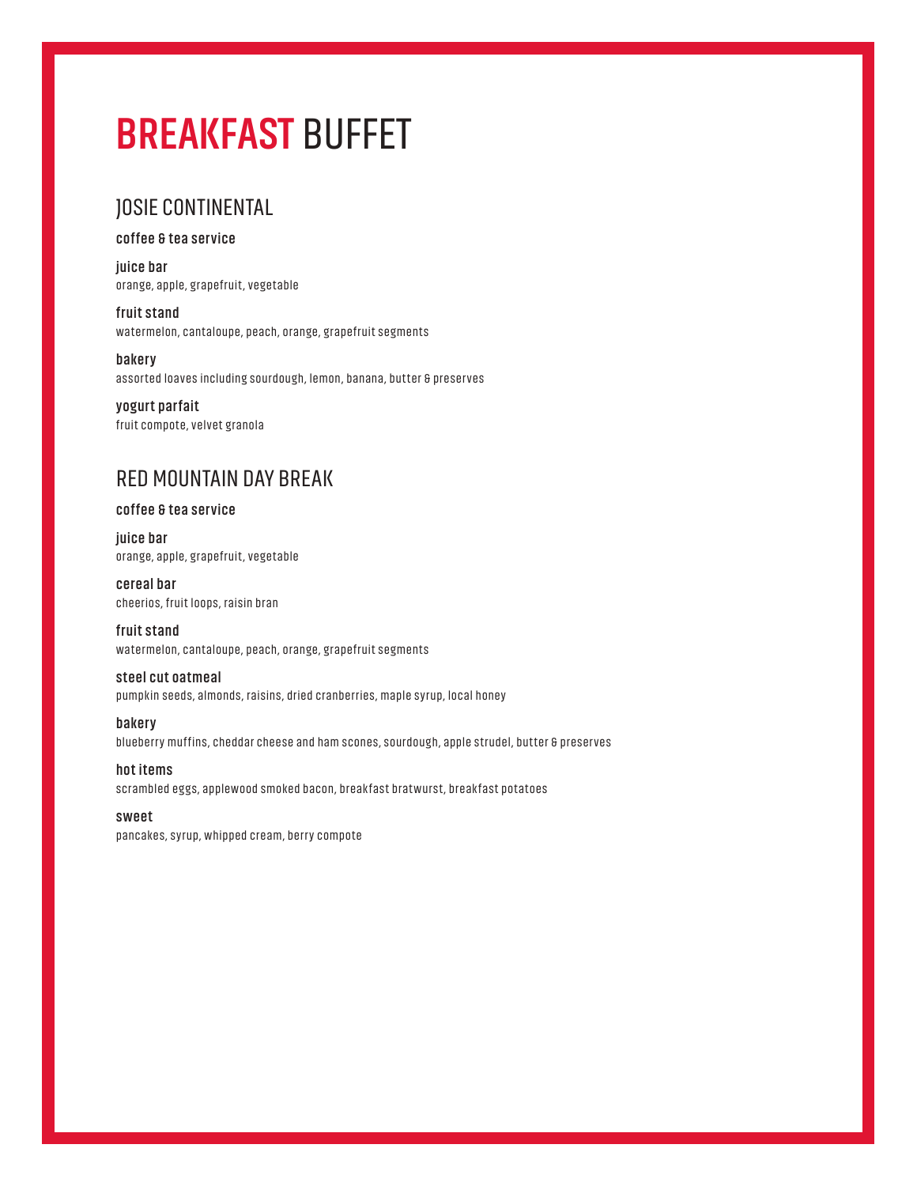# BREAKFAST BUFFET

## JOSIE CONTINENTAL

**coffee & tea service**

**juice bar**
orange, apple, grapefruit, vegetable

**fruit stand**
watermelon, cantaloupe, peach, orange, grapefruit segments

**bakery**
assorted loaves including sourdough, lemon, banana, butter & preserves

**yogurt parfait**
fruit compote, velvet granola

## RED MOUNTAIN DAY BREAK

**coffee & tea service**

**juice bar**
orange, apple, grapefruit, vegetable

**cereal bar**
cheerios, fruit loops, raisin bran

**fruit stand**
watermelon, cantaloupe, peach, orange, grapefruit segments

**steel cut oatmeal**
pumpkin seeds, almonds, raisins, dried cranberries, maple syrup, local honey

**bakery**
blueberry muffins, cheddar cheese and ham scones, sourdough, apple strudel, butter & preserves

**hot items**
scrambled eggs, applewood smoked bacon, breakfast bratwurst, breakfast potatoes

**sweet**
pancakes, syrup, whipped cream, berry compote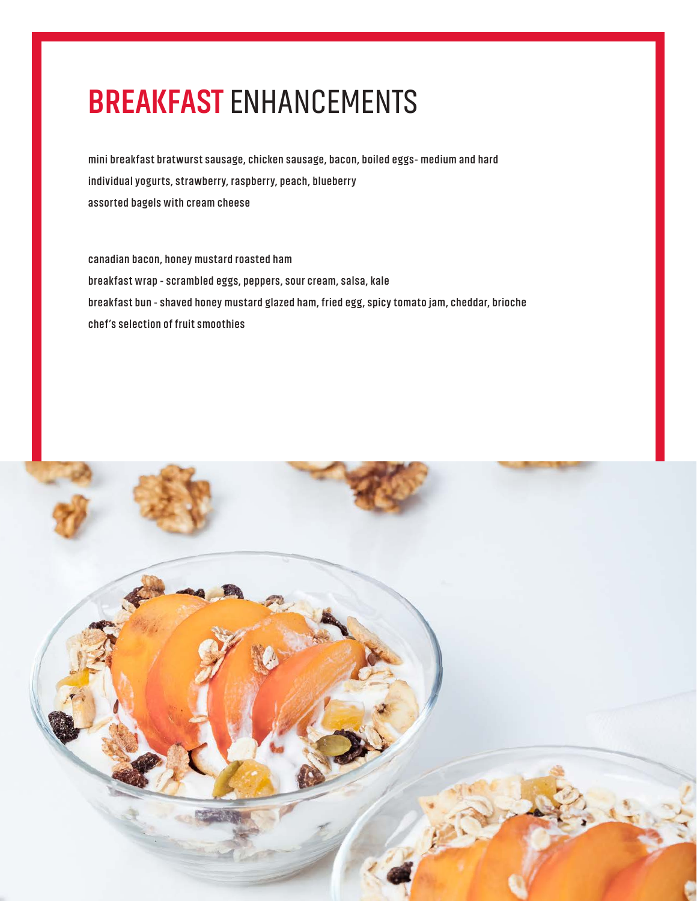# BREAKFAST ENHANCEMENTS

mini breakfast bratwurst sausage, chicken sausage, bacon, boiled eggs- medium and hard

individual yogurts, strawberry, raspberry, peach, blueberry

assorted bagels with cream cheese

canadian bacon, honey mustard roasted ham

breakfast wrap - scrambled eggs, peppers, sour cream, salsa, kale

breakfast bun - shaved honey mustard glazed ham, fried egg, spicy tomato jam, cheddar, brioche

chef's selection of fruit smoothies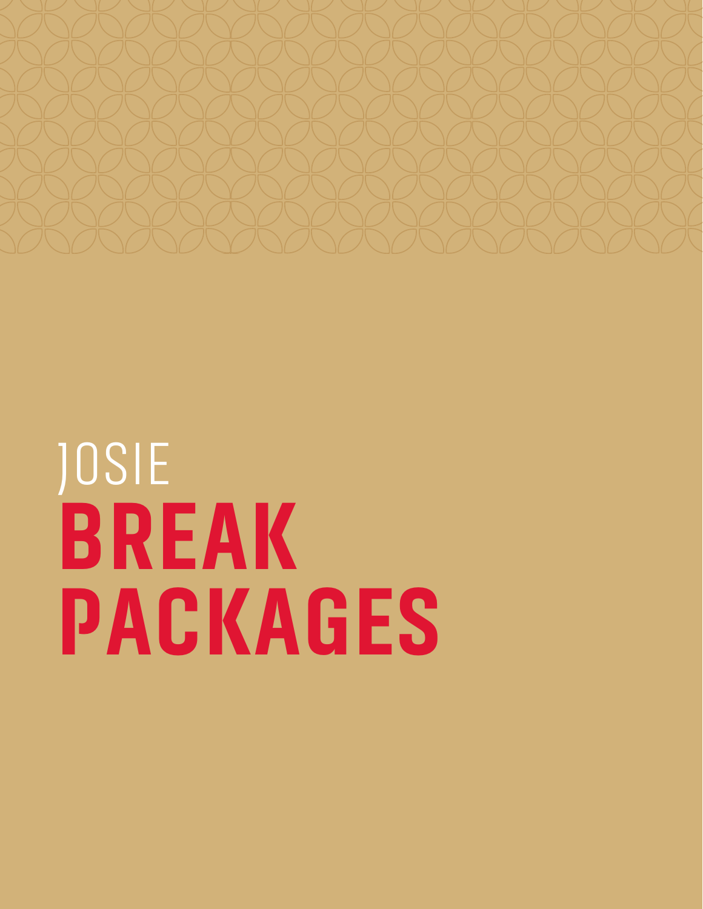JOSIE

# BREAK PACKAGES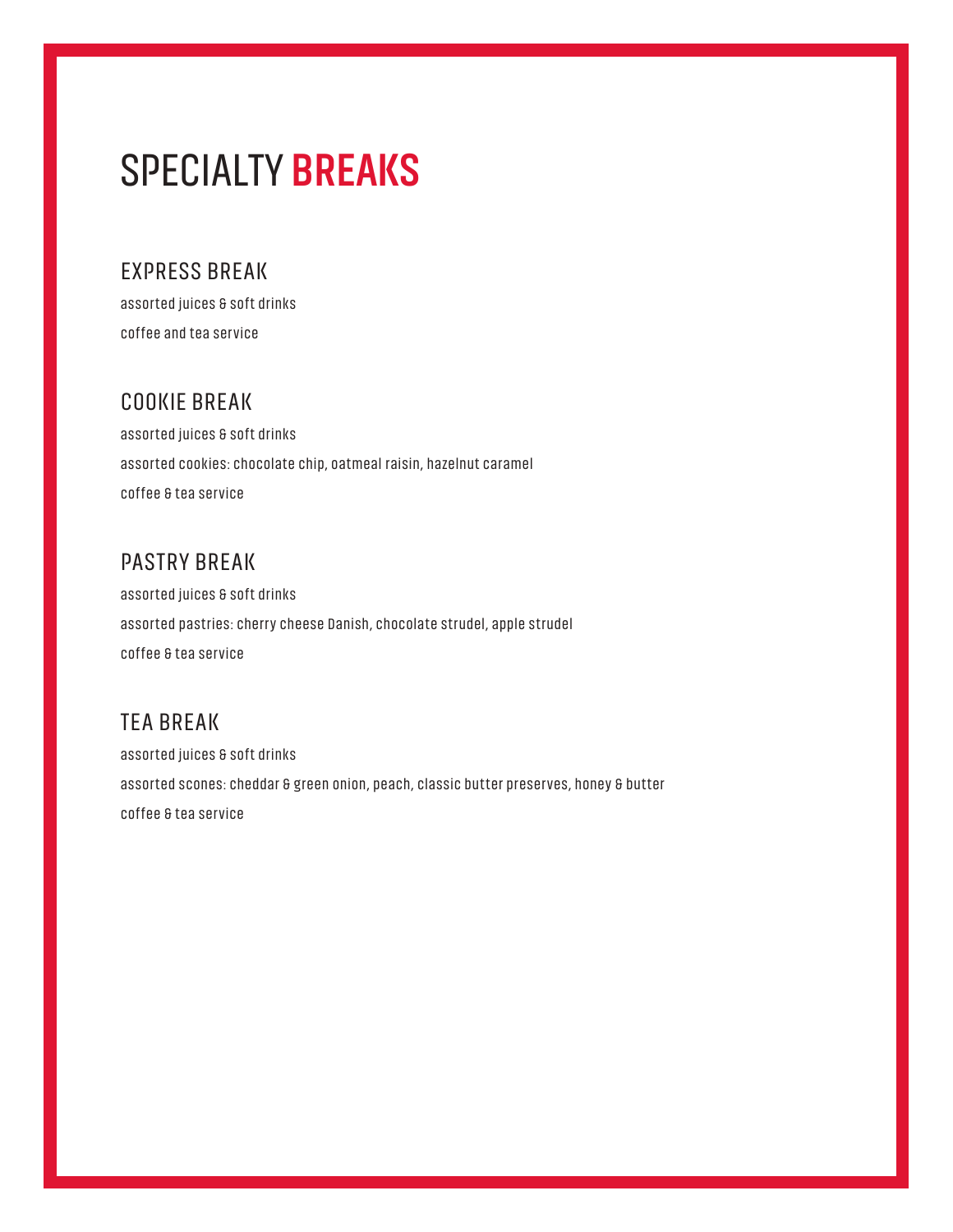# SPECIALTY **BREAKS**

## EXPRESS BREAK

assorted juices & soft drinks

coffee and tea service

## COOKIE BREAK

assorted juices & soft drinks

assorted cookies: chocolate chip, oatmeal raisin, hazelnut caramel

coffee & tea service

## PASTRY BREAK

assorted juices & soft drinks

assorted pastries: cherry cheese Danish, chocolate strudel, apple strudel

coffee & tea service

## TEA BREAK

assorted juices & soft drinks

assorted scones: cheddar & green onion, peach, classic butter preserves, honey & butter

coffee & tea service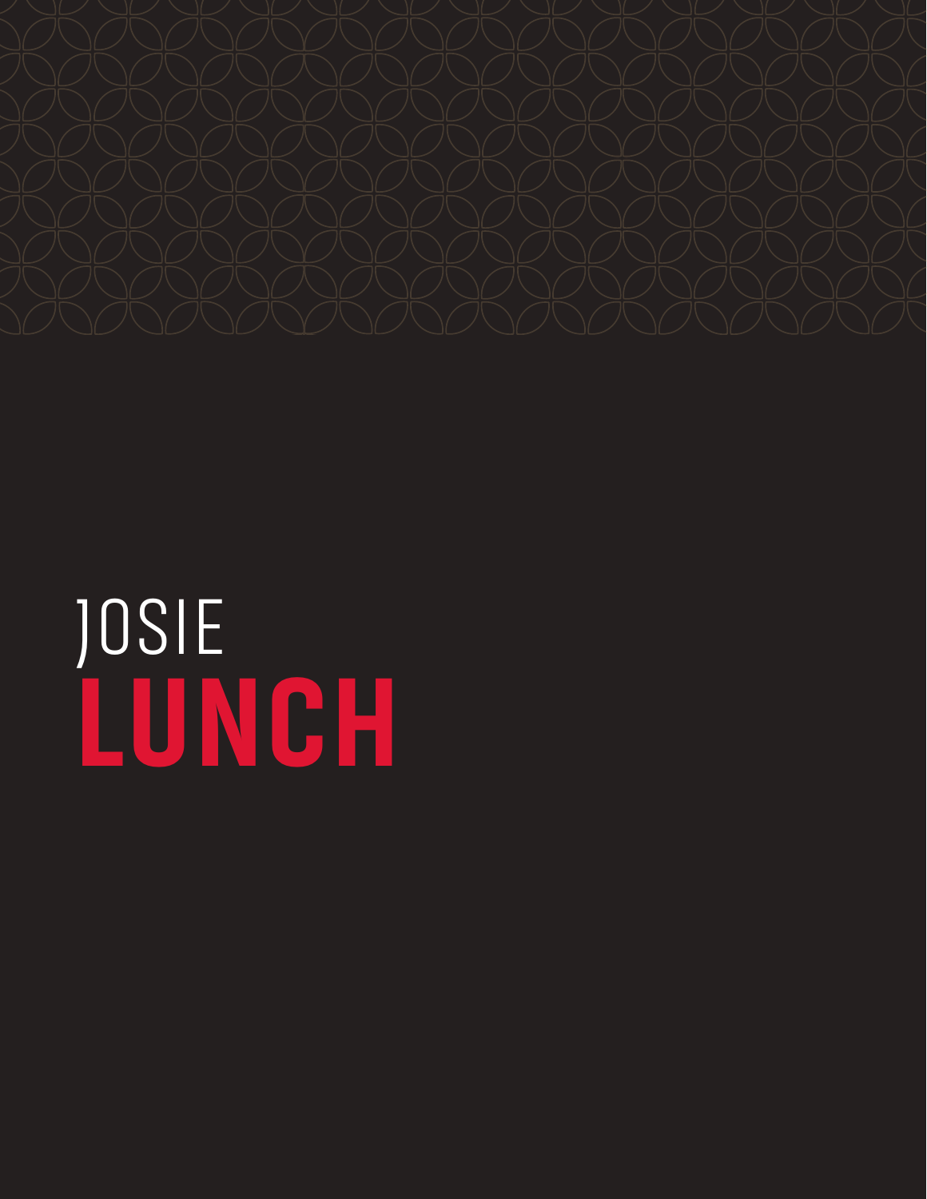JOSIE

# LUNCH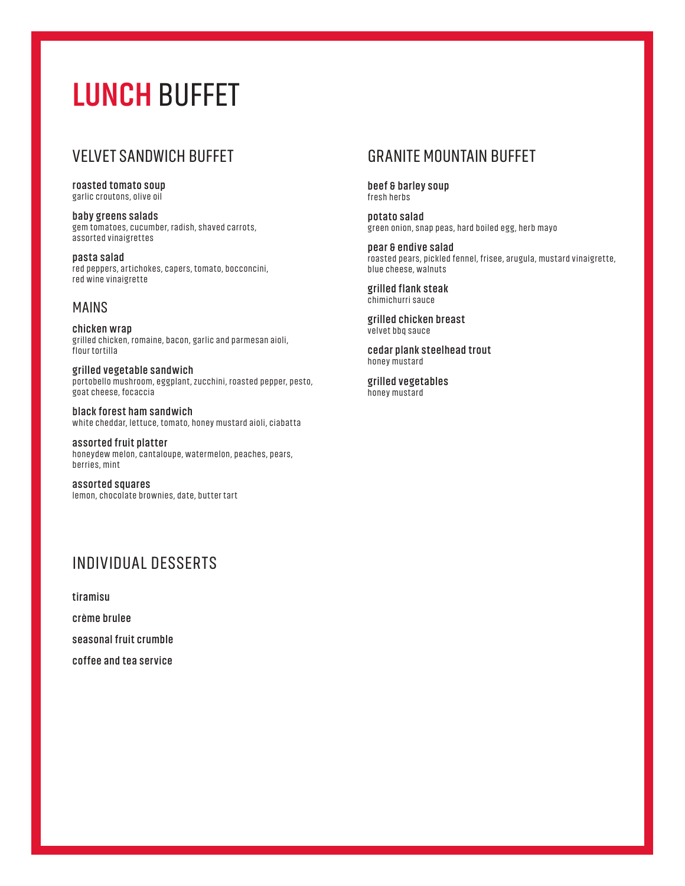# LUNCH BUFFET

## VELVET SANDWICH BUFFET

**roasted tomato soup**
garlic croutons, olive oil

**baby greens salads**
gem tomatoes, cucumber, radish, shaved carrots, assorted vinaigrettes

**pasta salad**
red peppers, artichokes, capers, tomato, bocconcini, red wine vinaigrette

### MAINS

**chicken wrap**
grilled chicken, romaine, bacon, garlic and parmesan aioli, flour tortilla

**grilled vegetable sandwich**
portobello mushroom, eggplant, zucchini, roasted pepper, pesto, goat cheese, focaccia

**black forest ham sandwich**
white cheddar, lettuce, tomato, honey mustard aioli, ciabatta

**assorted fruit platter**
honeydew melon, cantaloupe, watermelon, peaches, pears, berries, mint

**assorted squares**
lemon, chocolate brownies, date, butter tart

## GRANITE MOUNTAIN BUFFET

**beef & barley soup**
fresh herbs

**potato salad**
green onion, snap peas, hard boiled egg, herb mayo

**pear & endive salad**
roasted pears, pickled fennel, frisee, arugula, mustard vinaigrette, blue cheese, walnuts

**grilled flank steak**
chimichurri sauce

**grilled chicken breast**
velvet bbq sauce

**cedar plank steelhead trout**
honey mustard

**grilled vegetables**
honey mustard

## INDIVIDUAL DESSERTS

**tiramisu**

**crème brulee**

**seasonal fruit crumble**

**coffee and tea service**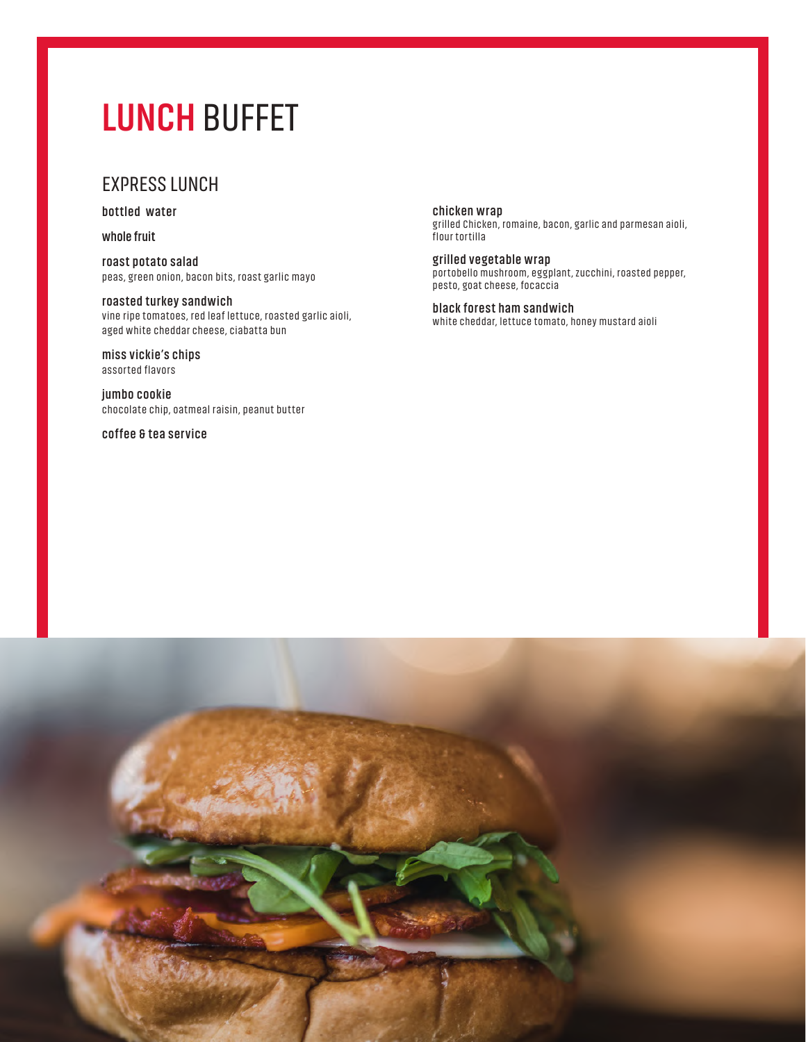# LUNCH BUFFET

## EXPRESS LUNCH

**bottled water**

**whole fruit**

**roast potato salad**
peas, green onion, bacon bits, roast garlic mayo

**roasted turkey sandwich**
vine ripe tomatoes, red leaf lettuce, roasted garlic aioli, aged white cheddar cheese, ciabatta bun

**miss vickie's chips**
assorted flavors

**jumbo cookie**
chocolate chip, oatmeal raisin, peanut butter

**coffee & tea service**

**chicken wrap**
grilled Chicken, romaine, bacon, garlic and parmesan aioli, flour tortilla

**grilled vegetable wrap**
portobello mushroom, eggplant, zucchini, roasted pepper, pesto, goat cheese, focaccia

**black forest ham sandwich**
white cheddar, lettuce tomato, honey mustard aioli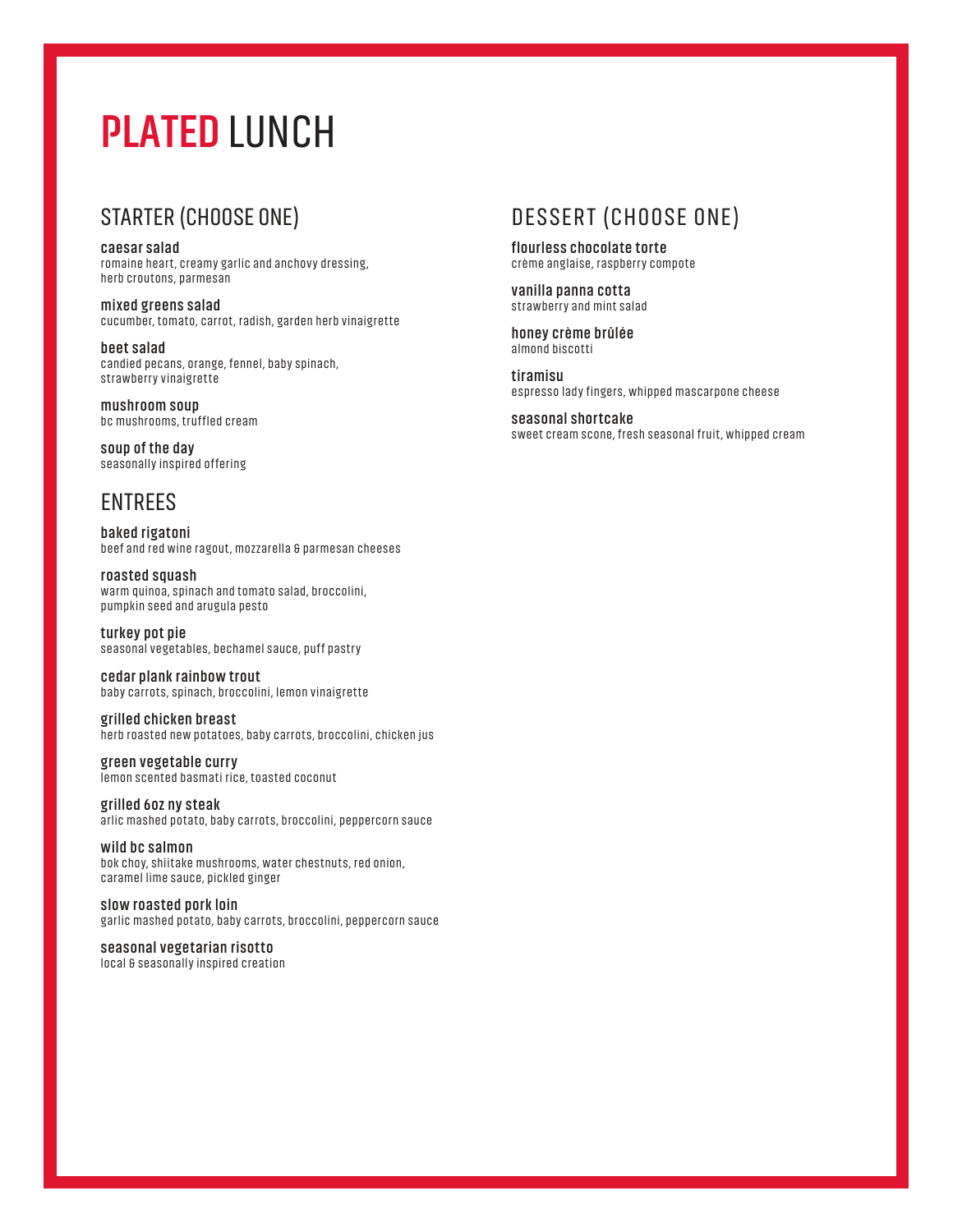# PLATED LUNCH

## STARTER (CHOOSE ONE)

**caesar salad**
romaine heart, creamy garlic and anchovy dressing, herb croutons, parmesan

**mixed greens salad**
cucumber, tomato, carrot, radish, garden herb vinaigrette

**beet salad**
candied pecans, orange, fennel, baby spinach, strawberry vinaigrette

**mushroom soup**
bc mushrooms, truffled cream

**soup of the day**
seasonally inspired offering

## ENTREES

**baked rigatoni**
beef and red wine ragout, mozzarella & parmesan cheeses

**roasted squash**
warm quinoa, spinach and tomato salad, broccolini, pumpkin seed and arugula pesto

**turkey pot pie**
seasonal vegetables, bechamel sauce, puff pastry

**cedar plank rainbow trout**
baby carrots, spinach, broccolini, lemon vinaigrette

**grilled chicken breast**
herb roasted new potatoes, baby carrots, broccolini, chicken jus

**green vegetable curry**
lemon scented basmati rice, toasted coconut

**grilled 6oz ny steak**
arlic mashed potato, baby carrots, broccolini, peppercorn sauce

**wild bc salmon**
bok choy, shiitake mushrooms, water chestnuts, red onion, caramel lime sauce, pickled ginger

**slow roasted pork loin**
garlic mashed potato, baby carrots, broccolini, peppercorn sauce

**seasonal vegetarian risotto**
local & seasonally inspired creation

## DESSERT (CHOOSE ONE)

**flourless chocolate torte**
crème anglaise, raspberry compote

**vanilla panna cotta**
strawberry and mint salad

**honey crème brûlée**
almond biscotti

**tiramisu**
espresso lady fingers, whipped mascarpone cheese

**seasonal shortcake**
sweet cream scone, fresh seasonal fruit, whipped cream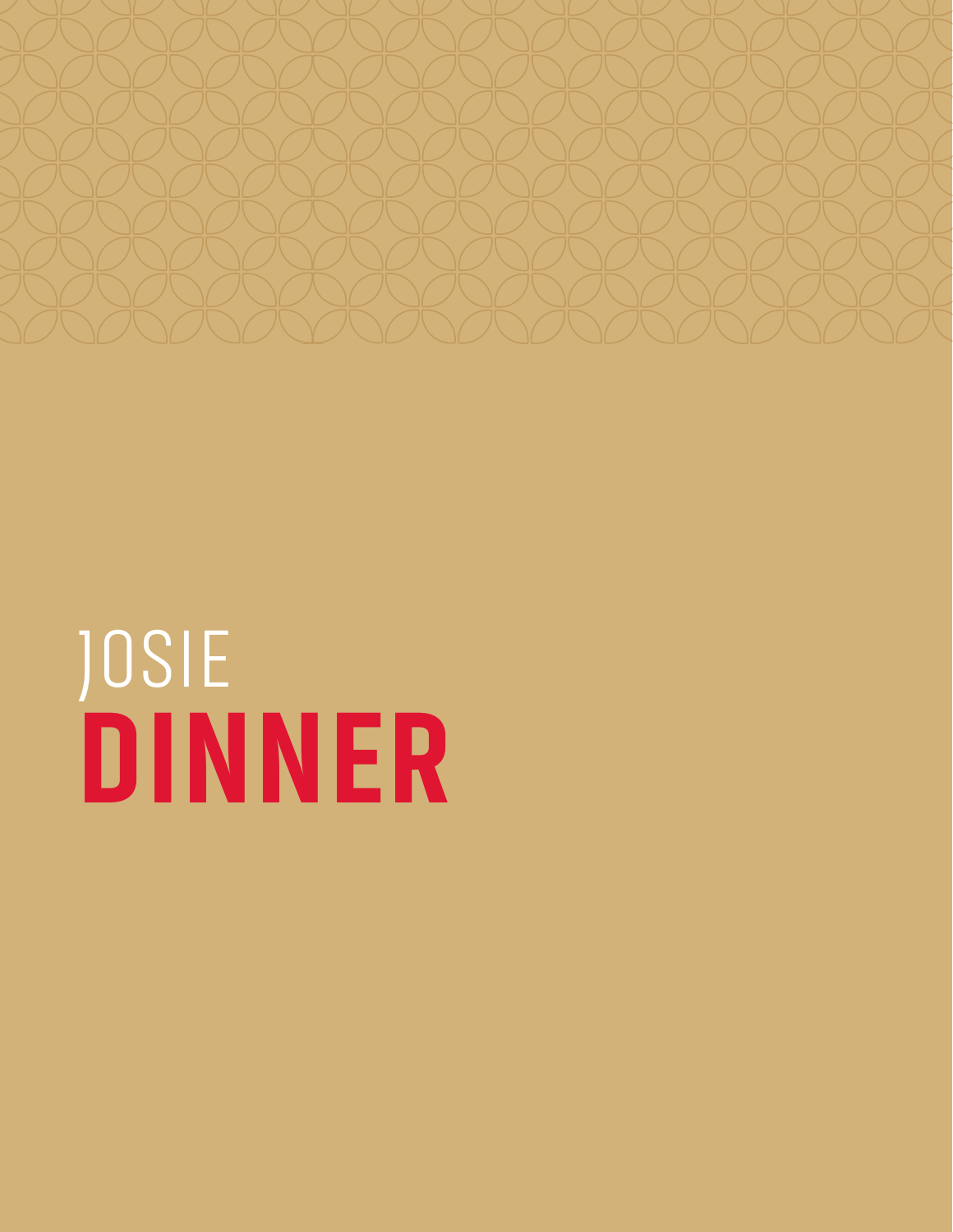JOSIE

# DINNER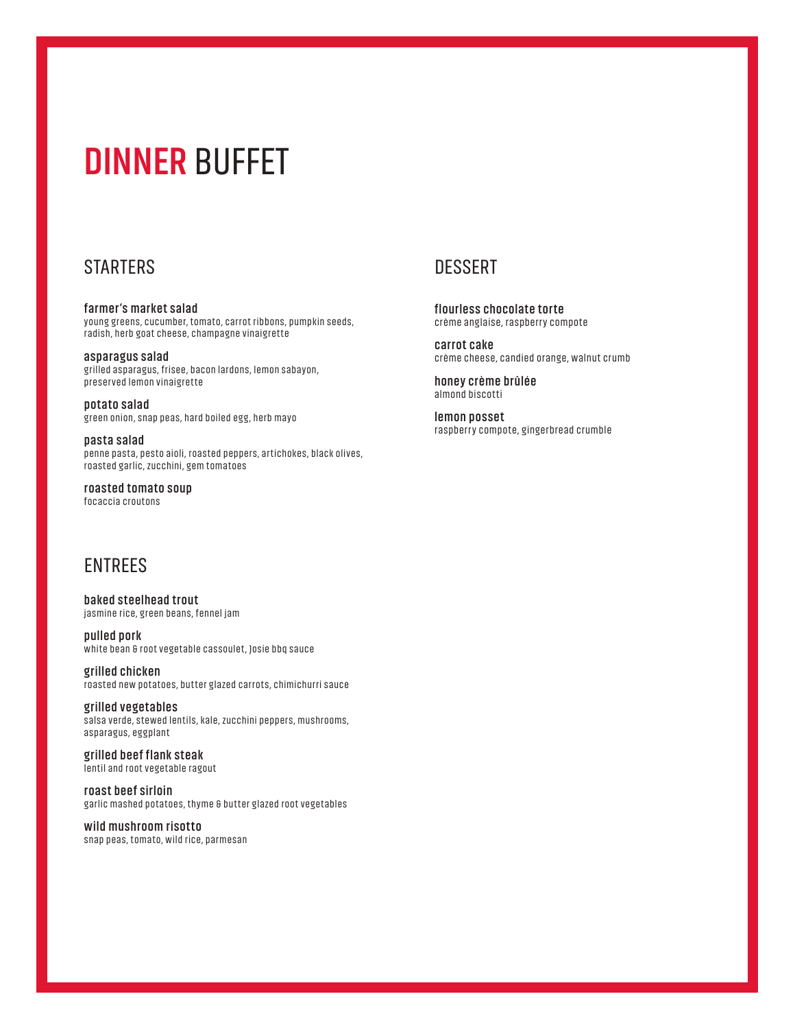# DINNER BUFFET

## STARTERS

**farmer's market salad**
young greens, cucumber, tomato, carrot ribbons, pumpkin seeds, radish, herb goat cheese, champagne vinaigrette

**asparagus salad**
grilled asparagus, frisee, bacon lardons, lemon sabayon, preserved lemon vinaigrette

**potato salad**
green onion, snap peas, hard boiled egg, herb mayo

**pasta salad**
penne pasta, pesto aioli, roasted peppers, artichokes, black olives, roasted garlic, zucchini, gem tomatoes

**roasted tomato soup**
focaccia croutons

## ENTREES

**baked steelhead trout**
jasmine rice, green beans, fennel jam

**pulled pork**
white bean & root vegetable cassoulet, Josie bbq sauce

**grilled chicken**
roasted new potatoes, butter glazed carrots, chimichurri sauce

**grilled vegetables**
salsa verde, stewed lentils, kale, zucchini peppers, mushrooms, asparagus, eggplant

**grilled beef flank steak**
lentil and root vegetable ragout

**roast beef sirloin**
garlic mashed potatoes, thyme & butter glazed root vegetables

**wild mushroom risotto**
snap peas, tomato, wild rice, parmesan

## DESSERT

**flourless chocolate torte**
crème anglaise, raspberry compote

**carrot cake**
crème cheese, candied orange, walnut crumb

**honey crème brûlée**
almond biscotti

**lemon posset**
raspberry compote, gingerbread crumble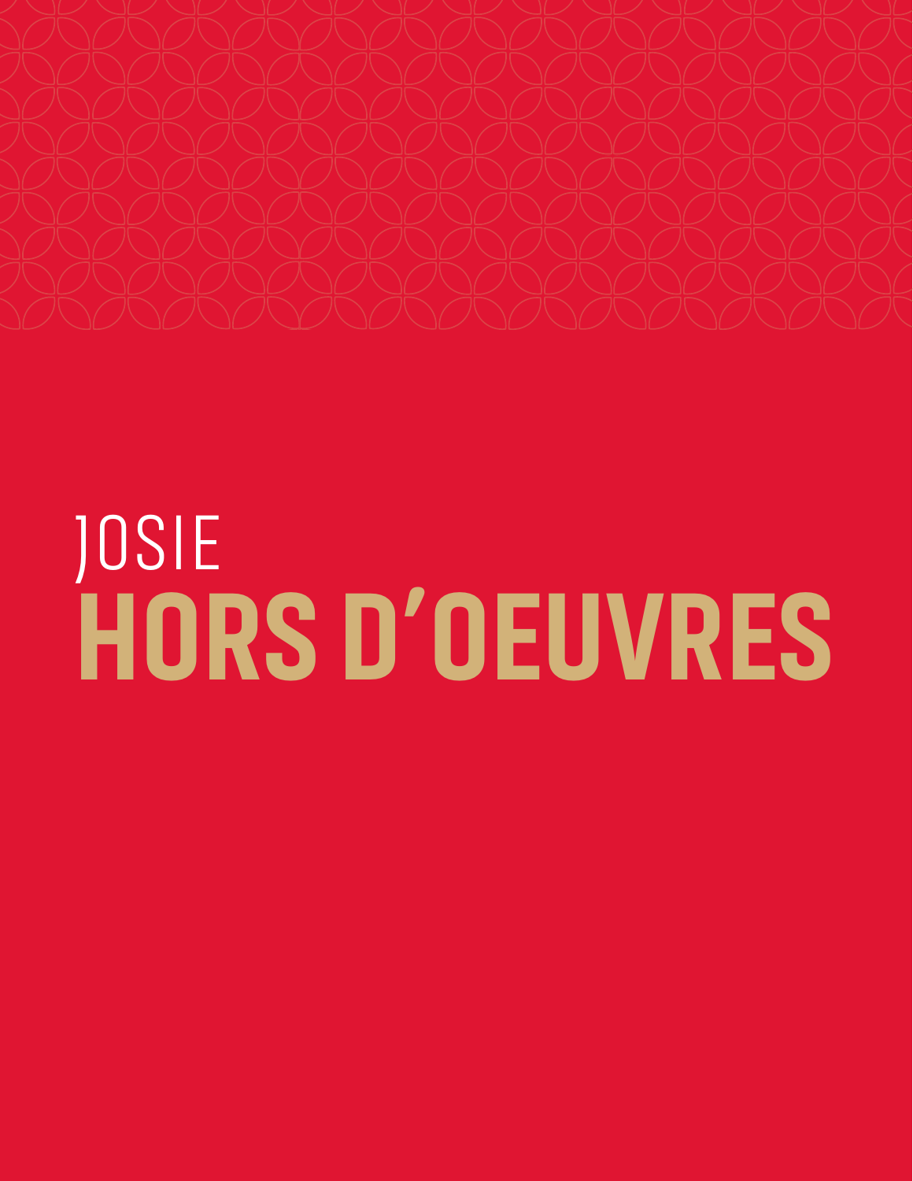JOSIE

# HORS D'OEUVRES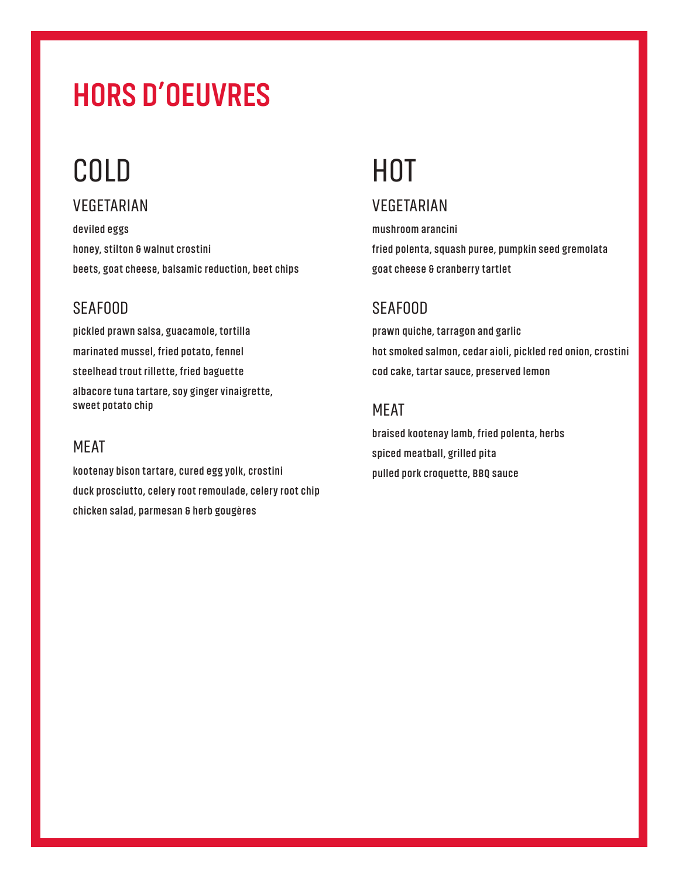# HORS D'OEUVRES

## COLD

### VEGETARIAN

deviled eggs

honey, stilton & walnut crostini

beets, goat cheese, balsamic reduction, beet chips

### SEAFOOD

pickled prawn salsa, guacamole, tortilla

marinated mussel, fried potato, fennel

steelhead trout rillette, fried baguette

albacore tuna tartare, soy ginger vinaigrette, sweet potato chip

### MEAT

kootenay bison tartare, cured egg yolk, crostini

duck prosciutto, celery root remoulade, celery root chip

chicken salad, parmesan & herb gougères

## HOT

### VEGETARIAN

mushroom arancini

fried polenta, squash puree, pumpkin seed gremolata

goat cheese & cranberry tartlet

### SEAFOOD

prawn quiche, tarragon and garlic

hot smoked salmon, cedar aioli, pickled red onion, crostini

cod cake, tartar sauce, preserved lemon

### MEAT

braised kootenay lamb, fried polenta, herbs

spiced meatball, grilled pita

pulled pork croquette, BBQ sauce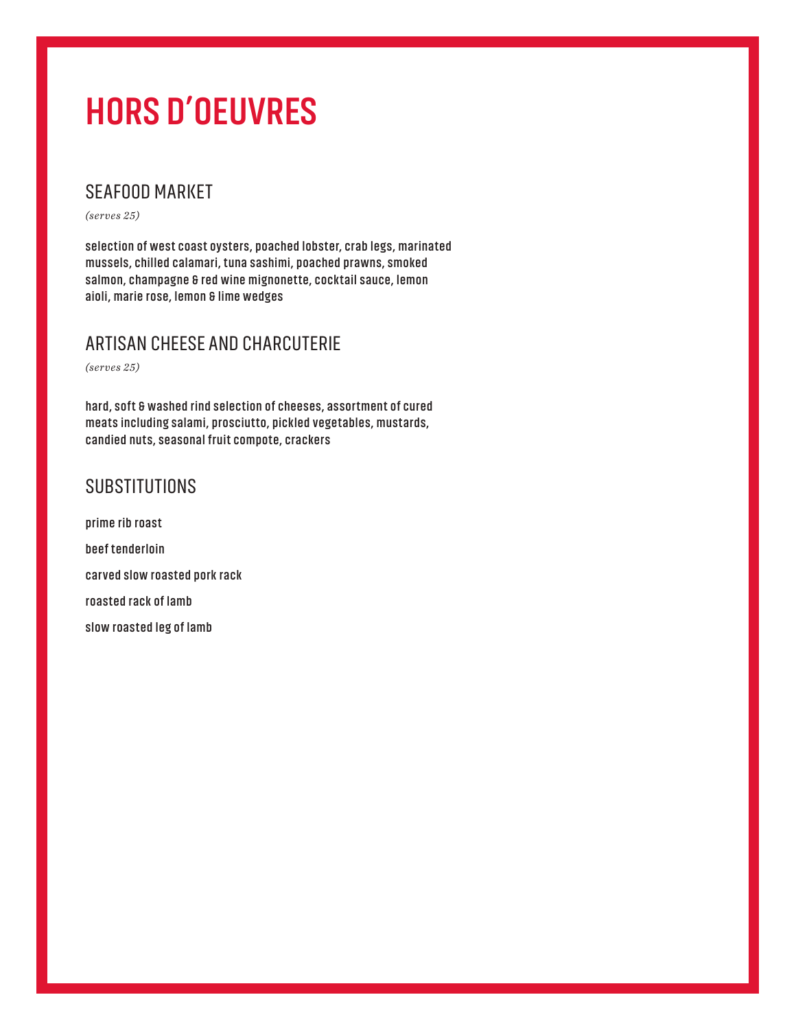# HORS D'OEUVRES

## SEAFOOD MARKET

*(serves 25)*

**selection of west coast oysters, poached lobster, crab legs, marinated mussels, chilled calamari, tuna sashimi, poached prawns, smoked salmon, champagne & red wine mignonette, cocktail sauce, lemon aioli, marie rose, lemon & lime wedges**

## ARTISAN CHEESE AND CHARCUTERIE

*(serves 25)*

**hard, soft & washed rind selection of cheeses, assortment of cured meats including salami, prosciutto, pickled vegetables, mustards, candied nuts, seasonal fruit compote, crackers**

## SUBSTITUTIONS

**prime rib roast**

**beef tenderloin**

**carved slow roasted pork rack**

**roasted rack of lamb**

**slow roasted leg of lamb**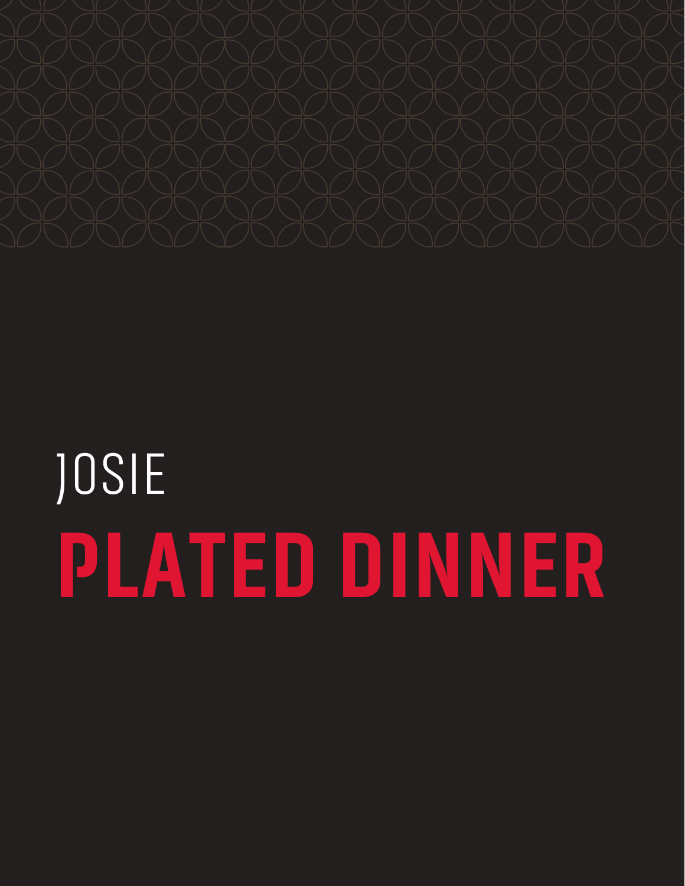JOSIE

# PLATED DINNER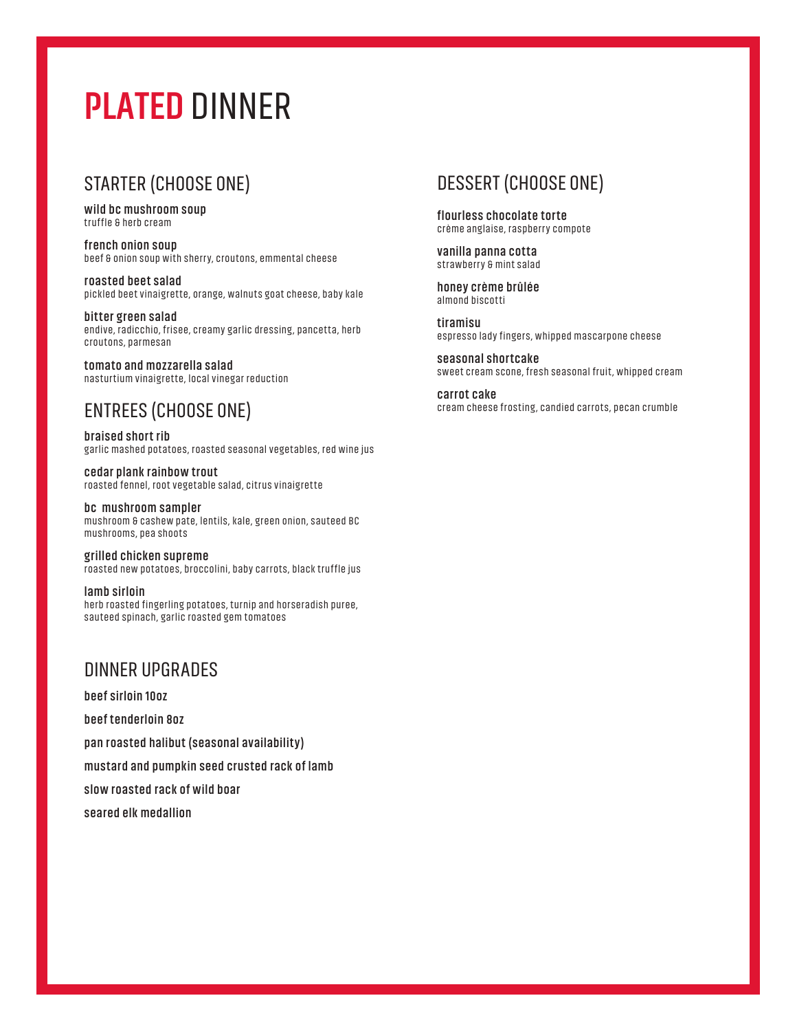# PLATED DINNER

## STARTER (CHOOSE ONE)

**wild bc mushroom soup**
truffle & herb cream

**french onion soup**
beef & onion soup with sherry, croutons, emmental cheese

**roasted beet salad**
pickled beet vinaigrette, orange, walnuts goat cheese, baby kale

**bitter green salad**
endive, radicchio, frisee, creamy garlic dressing, pancetta, herb croutons, parmesan

**tomato and mozzarella salad**
nasturtium vinaigrette, local vinegar reduction

## ENTREES (CHOOSE ONE)

**braised short rib**
garlic mashed potatoes, roasted seasonal vegetables, red wine jus

**cedar plank rainbow trout**
roasted fennel, root vegetable salad, citrus vinaigrette

**bc mushroom sampler**
mushroom & cashew pate, lentils, kale, green onion, sauteed BC mushrooms, pea shoots

**grilled chicken supreme**
roasted new potatoes, broccolini, baby carrots, black truffle jus

**lamb sirloin**
herb roasted fingerling potatoes, turnip and horseradish puree, sauteed spinach, garlic roasted gem tomatoes

## DINNER UPGRADES

**beef sirloin 10oz**

**beef tenderloin 8oz**

**pan roasted halibut (seasonal availability)**

**mustard and pumpkin seed crusted rack of lamb**

**slow roasted rack of wild boar**

**seared elk medallion**

## DESSERT (CHOOSE ONE)

**flourless chocolate torte**
crème anglaise, raspberry compote

**vanilla panna cotta**
strawberry & mint salad

**honey crème brûlée**
almond biscotti

**tiramisu**
espresso lady fingers, whipped mascarpone cheese

**seasonal shortcake**
sweet cream scone, fresh seasonal fruit, whipped cream

**carrot cake**
cream cheese frosting, candied carrots, pecan crumble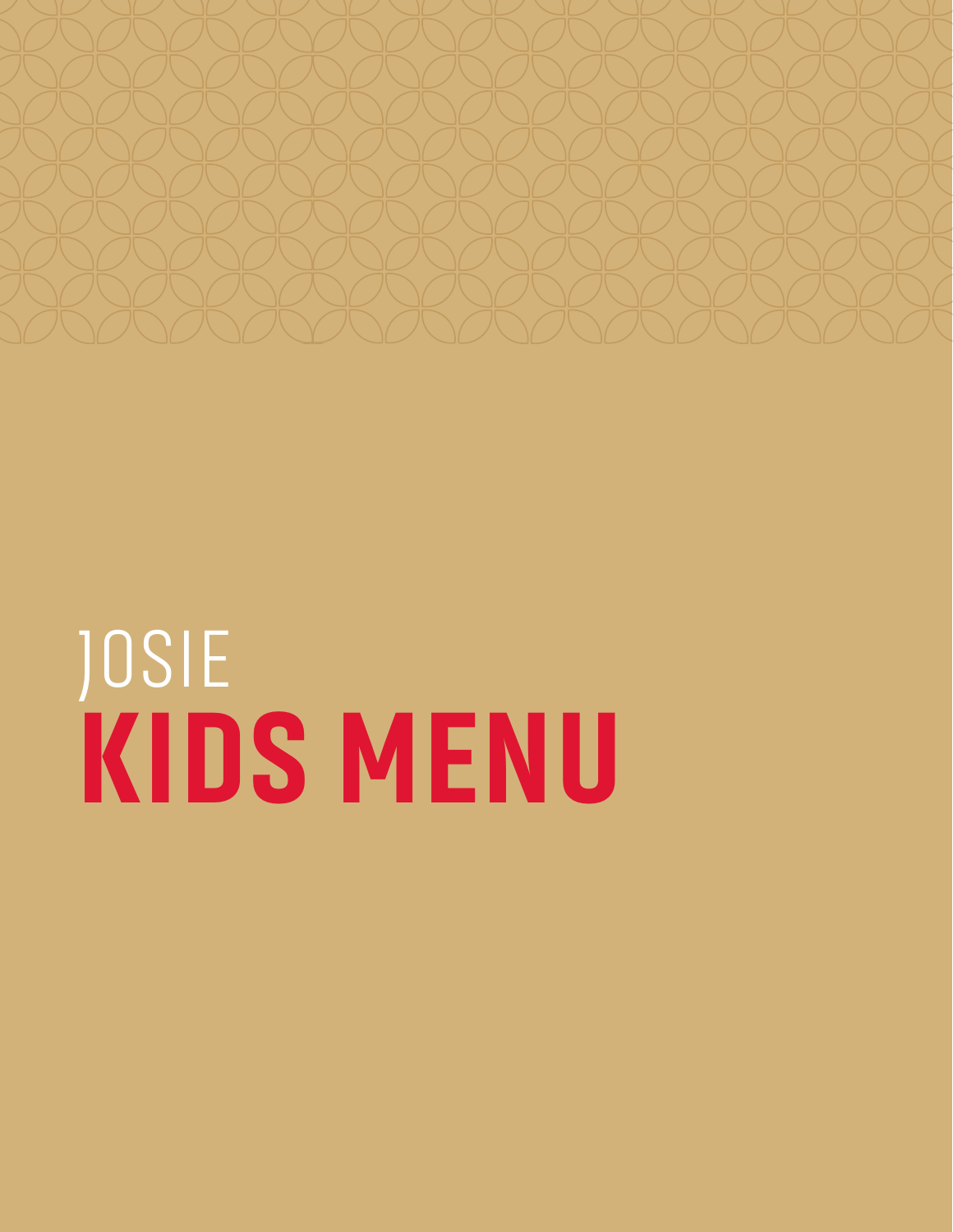JOSIE

# KIDS MENU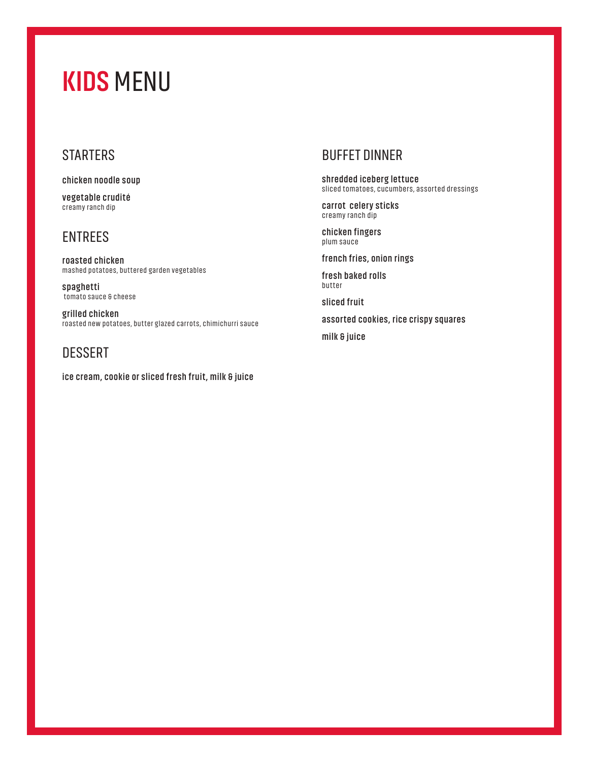# KIDS MENU

## STARTERS

**chicken noodle soup**

**vegetable crudité**
creamy ranch dip

## ENTREES

**roasted chicken**
mashed potatoes, buttered garden vegetables

**spaghetti**
tomato sauce & cheese

**grilled chicken**
roasted new potatoes, butter glazed carrots, chimichurri sauce

## DESSERT

**ice cream, cookie or sliced fresh fruit, milk & juice**

## BUFFET DINNER

**shredded iceberg lettuce**
sliced tomatoes, cucumbers, assorted dressings

**carrot celery sticks**
creamy ranch dip

**chicken fingers**
plum sauce

**french fries, onion rings**

**fresh baked rolls**
butter

**sliced fruit**

**assorted cookies, rice crispy squares**

**milk & juice**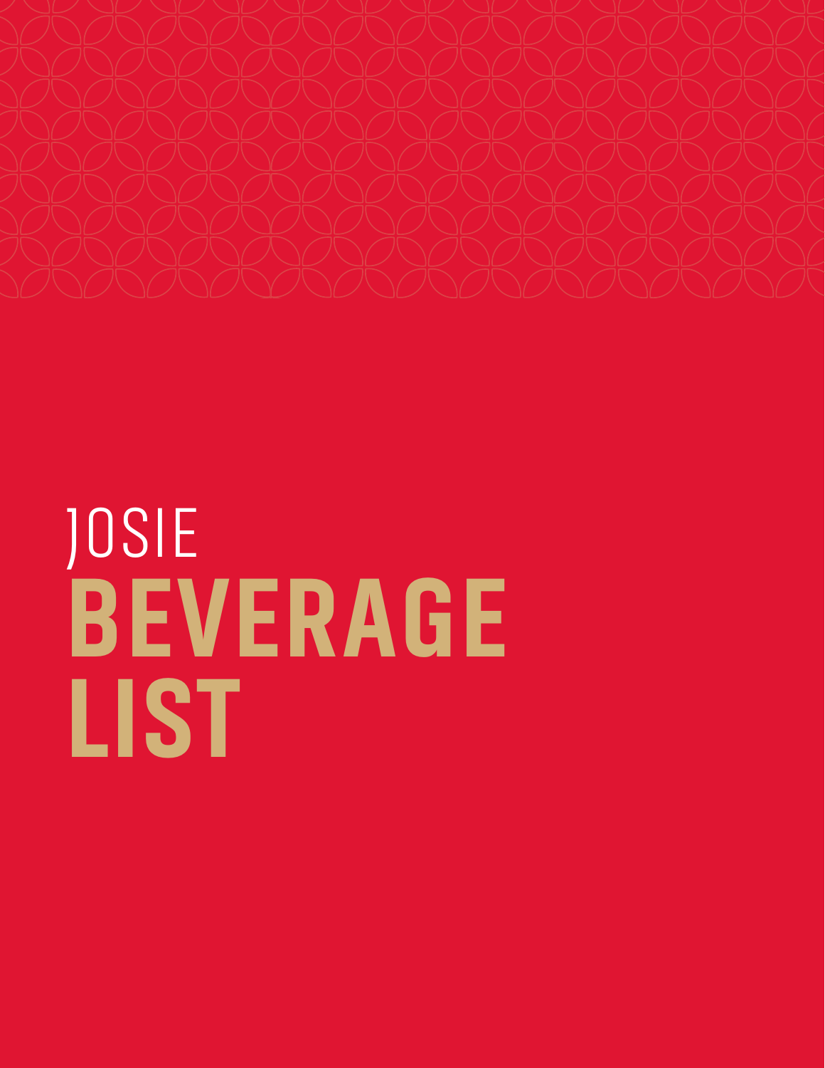JOSIE

# BEVERAGE LIST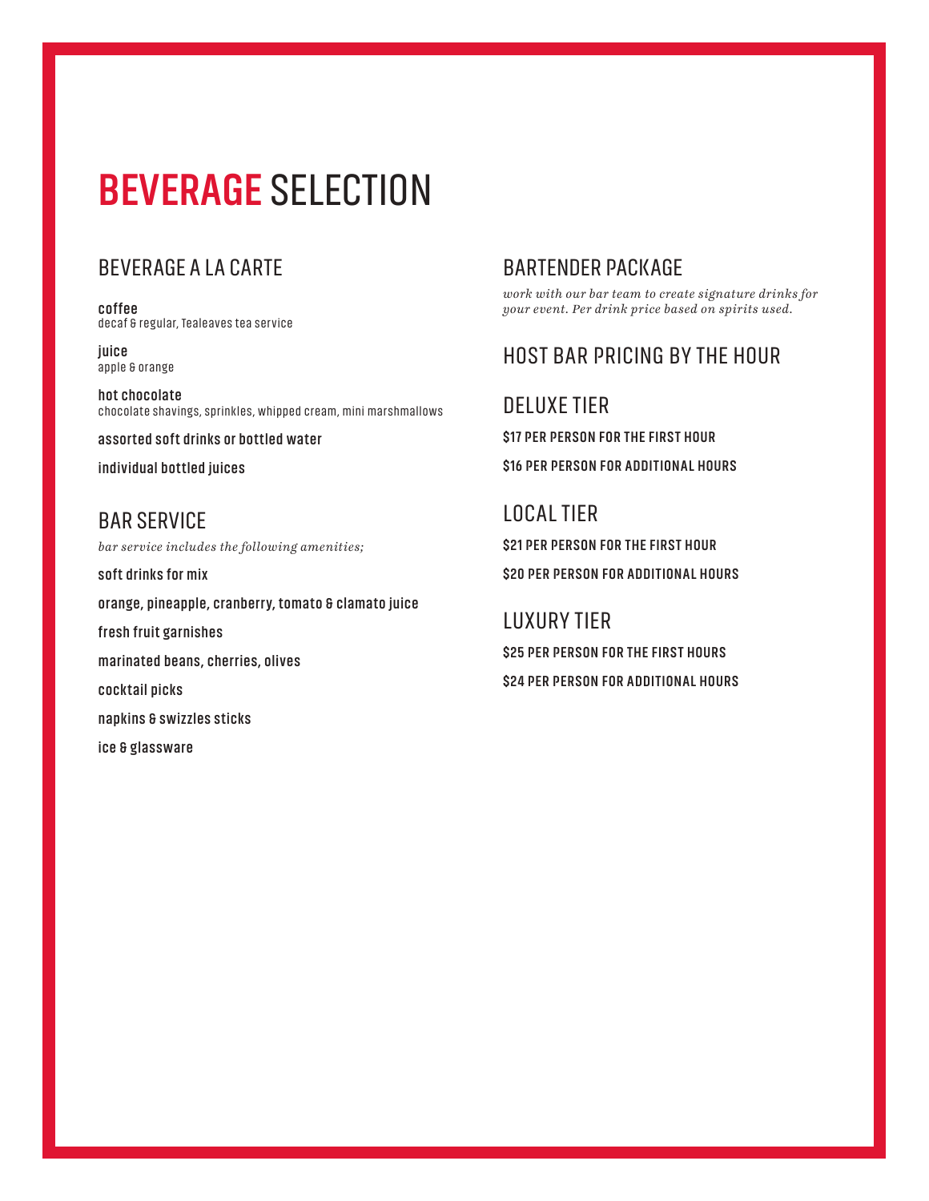# BEVERAGE SELECTION

## BEVERAGE A LA CARTE

**coffee**
decaf & regular, Tealeaves tea service

**juice**
apple & orange

**hot chocolate**
chocolate shavings, sprinkles, whipped cream, mini marshmallows

**assorted soft drinks or bottled water**

**individual bottled juices**

## BAR SERVICE

*bar service includes the following amenities;*

**soft drinks for mix**

**orange, pineapple, cranberry, tomato & clamato juice**

**fresh fruit garnishes**

**marinated beans, cherries, olives**

**cocktail picks**

**napkins & swizzles sticks**

**ice & glassware**

## BARTENDER PACKAGE

*work with our bar team to create signature drinks for your event. Per drink price based on spirits used.*

## HOST BAR PRICING BY THE HOUR

## DELUXE TIER

**$17 PER PERSON FOR THE FIRST HOUR**

**$16 PER PERSON FOR ADDITIONAL HOURS**

## LOCAL TIER

**$21 PER PERSON FOR THE FIRST HOUR**

**$20 PER PERSON FOR ADDITIONAL HOURS**

## LUXURY TIER

**$25 PER PERSON FOR THE FIRST HOURS**

**$24 PER PERSON FOR ADDITIONAL HOURS**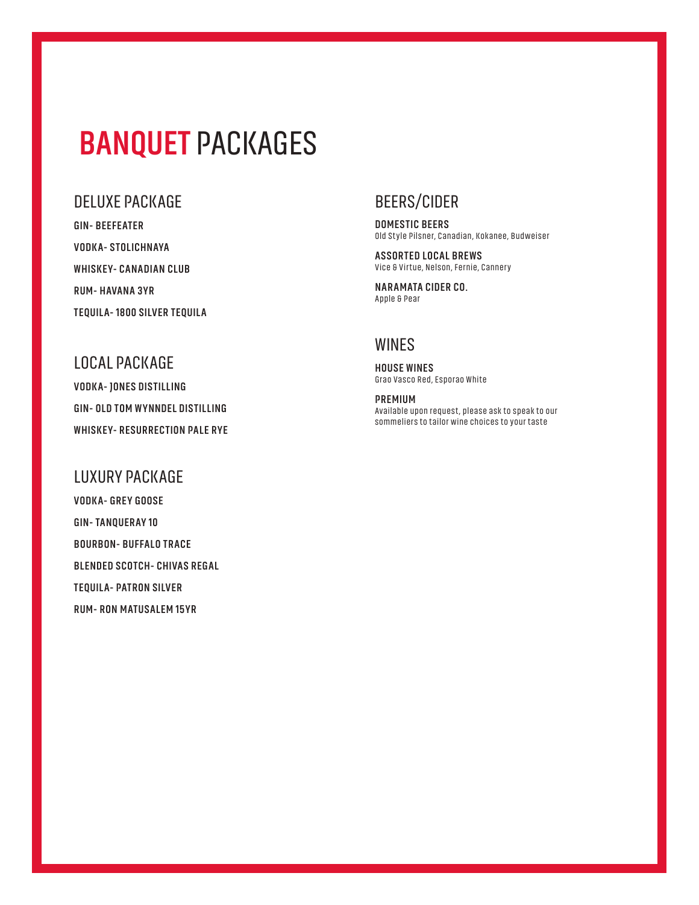# BANQUET PACKAGES

## DELUXE PACKAGE

**GIN- BEEFEATER**

**VODKA- STOLICHNAYA**

**WHISKEY- CANADIAN CLUB**

**RUM- HAVANA 3YR**

**TEQUILA- 1800 SILVER TEQUILA**

## LOCAL PACKAGE

**VODKA- JONES DISTILLING**

**GIN- OLD TOM WYNNDEL DISTILLING**

**WHISKEY- RESURRECTION PALE RYE**

## LUXURY PACKAGE

**VODKA- GREY GOOSE**

**GIN- TANQUERAY 10**

**BOURBON- BUFFALO TRACE**

**BLENDED SCOTCH- CHIVAS REGAL**

**TEQUILA- PATRON SILVER**

**RUM- RON MATUSALEM 15YR**

## BEERS/CIDER

**DOMESTIC BEERS**
Old Style Pilsner, Canadian, Kokanee, Budweiser

**ASSORTED LOCAL BREWS**
Vice & Virtue, Nelson, Fernie, Cannery

**NARAMATA CIDER CO.**
Apple & Pear

## WINES

**HOUSE WINES**
Grao Vasco Red, Esporao White

**PREMIUM**
Available upon request, please ask to speak to our sommeliers to tailor wine choices to your taste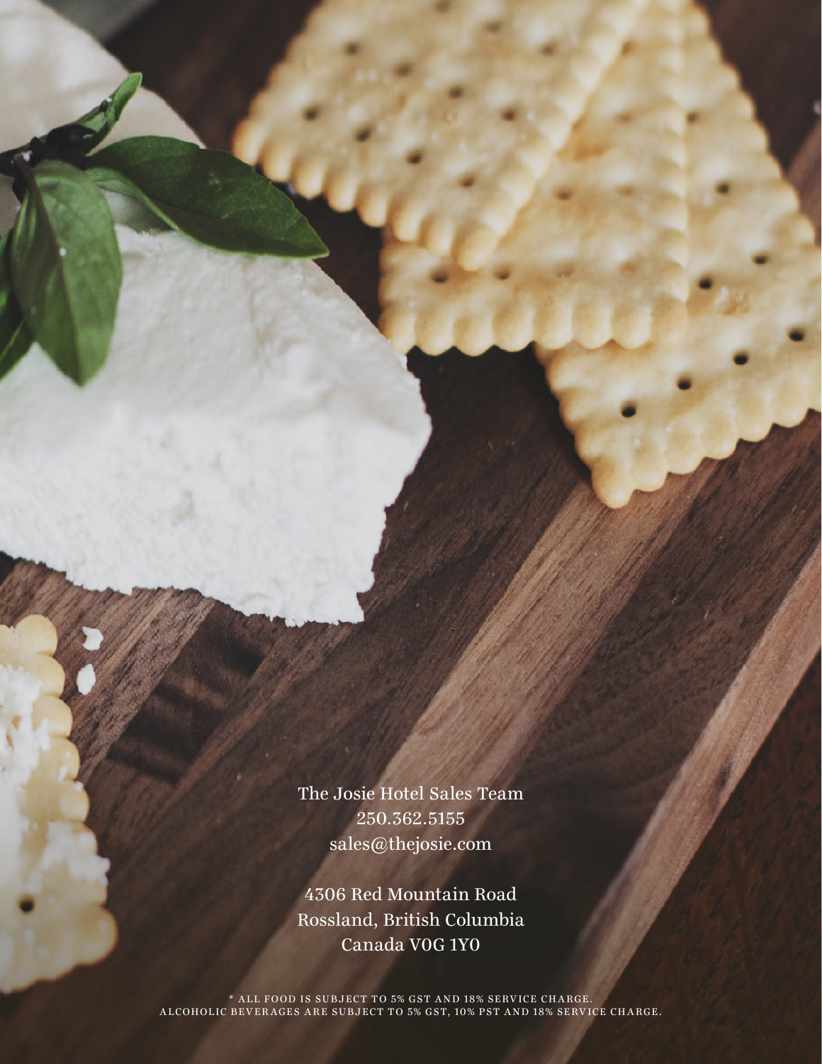The Josie Hotel Sales Team
250.362.5155
sales@thejosie.com

4306 Red Mountain Road
Rossland, British Columbia
Canada V0G 1Y0

* ALL FOOD IS SUBJECT TO 5% GST AND 18% SERVICE CHARGE.
ALCOHOLIC BEVERAGES ARE SUBJECT TO 5% GST, 10% PST AND 18% SERVICE CHARGE.